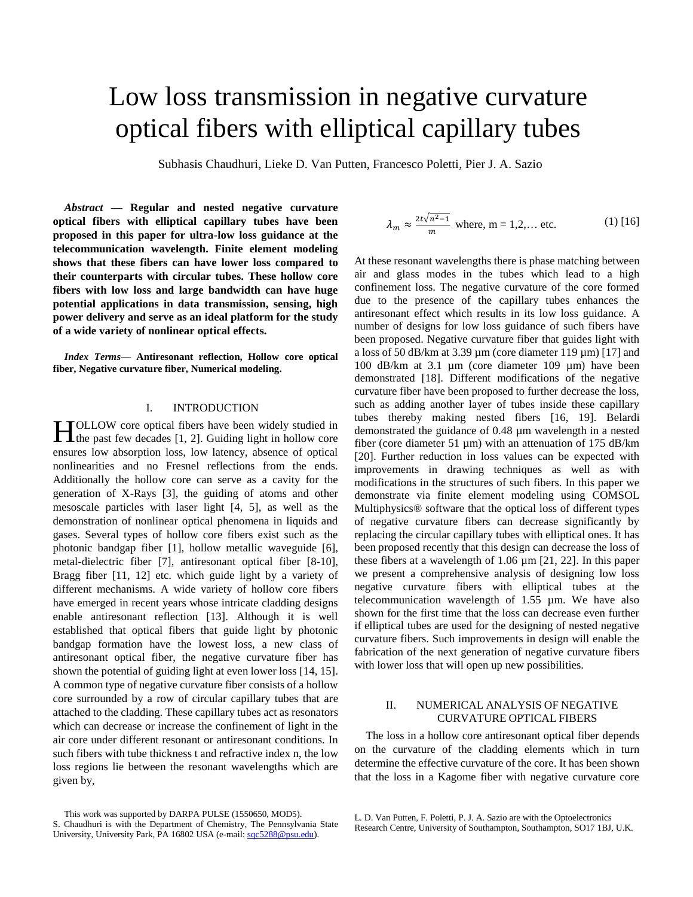# Low loss transmission in negative curvature optical fibers with elliptical capillary tubes

Subhasis Chaudhuri, Lieke D. Van Putten, Francesco Poletti, Pier J. A. Sazio

***Abstract* — Regular and nested negative curvature optical fibers with elliptical capillary tubes have been proposed in this paper for ultra-low loss guidance at the telecommunication wavelength. Finite element modeling shows that these fibers can have lower loss compared to their counterparts with circular tubes. These hollow core fibers with low loss and large bandwidth can have huge potential applications in data transmission, sensing, high power delivery and serve as an ideal platform for the study of a wide variety of nonlinear optical effects.**

***Index Terms*— Antiresonant reflection, Hollow core optical fiber, Negative curvature fiber, Numerical modeling.**

## I. INTRODUCTION

HOLLOW core optical fibers have been widely studied in the past few decades [1, 2]. Guiding light in hollow core ensures low absorption loss, low latency, absence of optical nonlinearities and no Fresnel reflections from the ends. Additionally the hollow core can serve as a cavity for the generation of X-Rays [3], the guiding of atoms and other mesoscale particles with laser light [4, 5], as well as the demonstration of nonlinear optical phenomena in liquids and gases. Several types of hollow core fibers exist such as the photonic bandgap fiber [1], hollow metallic waveguide [6], metal-dielectric fiber [7], antiresonant optical fiber [8-10], Bragg fiber [11, 12] etc. which guide light by a variety of different mechanisms. A wide variety of hollow core fibers have emerged in recent years whose intricate cladding designs enable antiresonant reflection [13]. Although it is well established that optical fibers that guide light by photonic bandgap formation have the lowest loss, a new class of antiresonant optical fiber, the negative curvature fiber has shown the potential of guiding light at even lower loss [14, 15]. A common type of negative curvature fiber consists of a hollow core surrounded by a row of circular capillary tubes that are attached to the cladding. These capillary tubes act as resonators which can decrease or increase the confinement of light in the air core under different resonant or antiresonant conditions. In such fibers with tube thickness t and refractive index n, the low loss regions lie between the resonant wavelengths which are given by,

$$\lambda_m \approx \frac{2t\sqrt{n^2-1}}{m} \text{ where, m = 1,2,... etc.} \quad (1)\ [16]$$

At these resonant wavelengths there is phase matching between air and glass modes in the tubes which lead to a high confinement loss. The negative curvature of the core formed due to the presence of the capillary tubes enhances the antiresonant effect which results in its low loss guidance. A number of designs for low loss guidance of such fibers have been proposed. Negative curvature fiber that guides light with a loss of 50 dB/km at 3.39 µm (core diameter 119 µm) [17] and 100 dB/km at 3.1 µm (core diameter 109 µm) have been demonstrated [18]. Different modifications of the negative curvature fiber have been proposed to further decrease the loss, such as adding another layer of tubes inside these capillary tubes thereby making nested fibers [16, 19]. Belardi demonstrated the guidance of 0.48 µm wavelength in a nested fiber (core diameter 51 µm) with an attenuation of 175 dB/km [20]. Further reduction in loss values can be expected with improvements in drawing techniques as well as with modifications in the structures of such fibers. In this paper we demonstrate via finite element modeling using COMSOL Multiphysics® software that the optical loss of different types of negative curvature fibers can decrease significantly by replacing the circular capillary tubes with elliptical ones. It has been proposed recently that this design can decrease the loss of these fibers at a wavelength of 1.06 µm [21, 22]. In this paper we present a comprehensive analysis of designing low loss negative curvature fibers with elliptical tubes at the telecommunication wavelength of 1.55 µm. We have also shown for the first time that the loss can decrease even further if elliptical tubes are used for the designing of nested negative curvature fibers. Such improvements in design will enable the fabrication of the next generation of negative curvature fibers with lower loss that will open up new possibilities.

## II. NUMERICAL ANALYSIS OF NEGATIVE CURVATURE OPTICAL FIBERS

The loss in a hollow core antiresonant optical fiber depends on the curvature of the cladding elements which in turn determine the effective curvature of the core. It has been shown that the loss in a Kagome fiber with negative curvature core

This work was supported by DARPA PULSE (1550650, MOD5).

S. Chaudhuri is with the Department of Chemistry, The Pennsylvania State University, University Park, PA 16802 USA (e-mail: sqc5288@psu.edu).

L. D. Van Putten, F. Poletti, P. J. A. Sazio are with the Optoelectronics Research Centre, University of Southampton, Southampton, SO17 1BJ, U.K.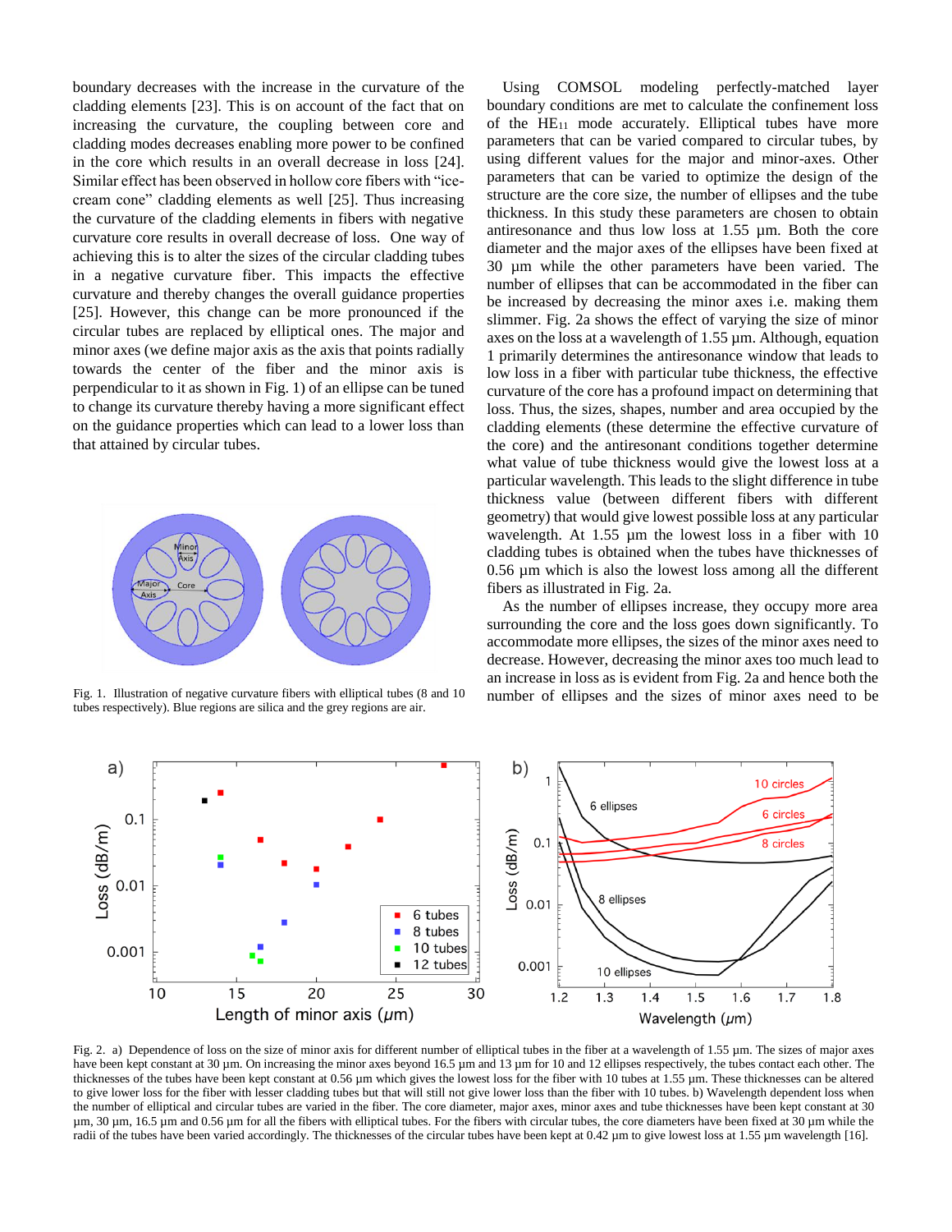boundary decreases with the increase in the curvature of the cladding elements [23]. This is on account of the fact that on increasing the curvature, the coupling between core and cladding modes decreases enabling more power to be confined in the core which results in an overall decrease in loss [24]. Similar effect has been observed in hollow core fibers with "ice-cream cone" cladding elements as well [25]. Thus increasing the curvature of the cladding elements in fibers with negative curvature core results in overall decrease of loss. One way of achieving this is to alter the sizes of the circular cladding tubes in a negative curvature fiber. This impacts the effective curvature and thereby changes the overall guidance properties [25]. However, this change can be more pronounced if the circular tubes are replaced by elliptical ones. The major and minor axes (we define major axis as the axis that points radially towards the center of the fiber and the minor axis is perpendicular to it as shown in Fig. 1) of an ellipse can be tuned to change its curvature thereby having a more significant effect on the guidance properties which can lead to a lower loss than that attained by circular tubes.

Fig. 1. Illustration of negative curvature fibers with elliptical tubes (8 and 10 tubes respectively). Blue regions are silica and the grey regions are air.

Using COMSOL modeling perfectly-matched layer boundary conditions are met to calculate the confinement loss of the $HE_{11}$ mode accurately. Elliptical tubes have more parameters that can be varied compared to circular tubes, by using different values for the major and minor-axes. Other parameters that can be varied to optimize the design of the structure are the core size, the number of ellipses and the tube thickness. In this study these parameters are chosen to obtain antiresonance and thus low loss at 1.55 µm. Both the core diameter and the major axes of the ellipses have been fixed at 30 µm while the other parameters have been varied. The number of ellipses that can be accommodated in the fiber can be increased by decreasing the minor axes i.e. making them slimmer. Fig. 2a shows the effect of varying the size of minor axes on the loss at a wavelength of 1.55 µm. Although, equation 1 primarily determines the antiresonance window that leads to low loss in a fiber with particular tube thickness, the effective curvature of the core has a profound impact on determining that loss. Thus, the sizes, shapes, number and area occupied by the cladding elements (these determine the effective curvature of the core) and the antiresonant conditions together determine what value of tube thickness would give the lowest loss at a particular wavelength. This leads to the slight difference in tube thickness value (between different fibers with different geometry) that would give lowest possible loss at any particular wavelength. At 1.55 µm the lowest loss in a fiber with 10 cladding tubes is obtained when the tubes have thicknesses of 0.56 µm which is also the lowest loss among all the different fibers as illustrated in Fig. 2a.

As the number of ellipses increase, they occupy more area surrounding the core and the loss goes down significantly. To accommodate more ellipses, the sizes of the minor axes need to decrease. However, decreasing the minor axes too much lead to an increase in loss as is evident from Fig. 2a and hence both the number of ellipses and the sizes of minor axes need to be

Fig. 2. a) Dependence of loss on the size of minor axis for different number of elliptical tubes in the fiber at a wavelength of 1.55 µm. The sizes of major axes have been kept constant at 30 µm. On increasing the minor axes beyond 16.5 µm and 13 µm for 10 and 12 ellipses respectively, the tubes contact each other. The thicknesses of the tubes have been kept constant at 0.56 µm which gives the lowest loss for the fiber with 10 tubes at 1.55 µm. These thicknesses can be altered to give lower loss for the fiber with lesser cladding tubes but that will still not give lower loss than the fiber with 10 tubes. b) Wavelength dependent loss when the number of elliptical and circular tubes are varied in the fiber. The core diameter, major axes, minor axes and tube thicknesses have been kept constant at 30 µm, 30 µm, 16.5 µm and 0.56 µm for all the fibers with elliptical tubes. For the fibers with circular tubes, the core diameters have been fixed at 30 µm while the radii of the tubes have been varied accordingly. The thicknesses of the circular tubes have been kept at 0.42 µm to give lowest loss at 1.55 µm wavelength [16].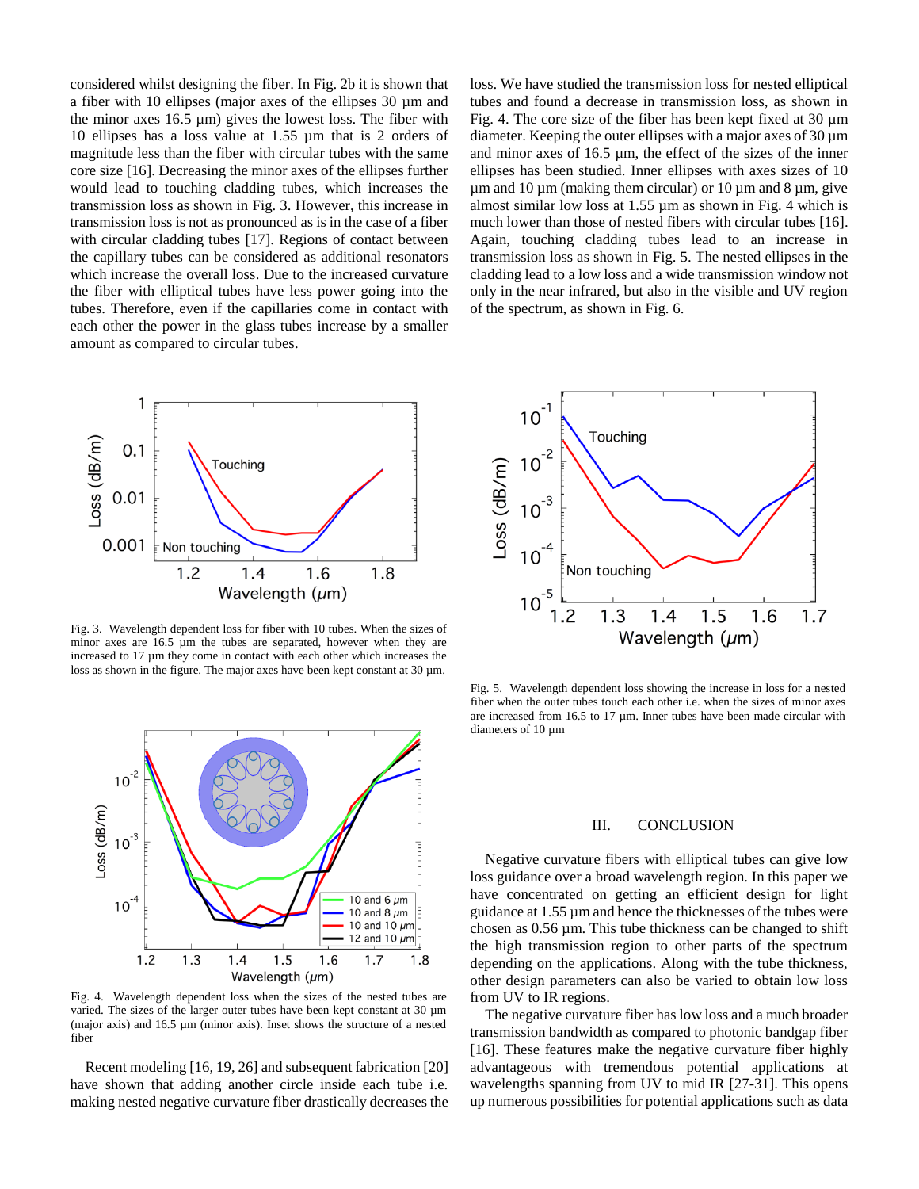considered whilst designing the fiber. In Fig. 2b it is shown that a fiber with 10 ellipses (major axes of the ellipses 30 µm and the minor axes 16.5 µm) gives the lowest loss. The fiber with 10 ellipses has a loss value at 1.55 µm that is 2 orders of magnitude less than the fiber with circular tubes with the same core size [16]. Decreasing the minor axes of the ellipses further would lead to touching cladding tubes, which increases the transmission loss as shown in Fig. 3. However, this increase in transmission loss is not as pronounced as is in the case of a fiber with circular cladding tubes [17]. Regions of contact between the capillary tubes can be considered as additional resonators which increase the overall loss. Due to the increased curvature the fiber with elliptical tubes have less power going into the tubes. Therefore, even if the capillaries come in contact with each other the power in the glass tubes increase by a smaller amount as compared to circular tubes.

Fig. 3. Wavelength dependent loss for fiber with 10 tubes. When the sizes of minor axes are 16.5 µm the tubes are separated, however when they are increased to 17 µm they come in contact with each other which increases the loss as shown in the figure. The major axes have been kept constant at 30 µm.

Fig. 4. Wavelength dependent loss when the sizes of the nested tubes are varied. The sizes of the larger outer tubes have been kept constant at 30 µm (major axis) and 16.5 µm (minor axis). Inset shows the structure of a nested fiber

Recent modeling [16, 19, 26] and subsequent fabrication [20] have shown that adding another circle inside each tube i.e. making nested negative curvature fiber drastically decreases the loss. We have studied the transmission loss for nested elliptical tubes and found a decrease in transmission loss, as shown in Fig. 4. The core size of the fiber has been kept fixed at 30 µm diameter. Keeping the outer ellipses with a major axes of 30 µm and minor axes of 16.5 µm, the effect of the sizes of the inner ellipses has been studied. Inner ellipses with axes sizes of 10 µm and 10 µm (making them circular) or 10 µm and 8 µm, give almost similar low loss at 1.55 µm as shown in Fig. 4 which is much lower than those of nested fibers with circular tubes [16]. Again, touching cladding tubes lead to an increase in transmission loss as shown in Fig. 5. The nested ellipses in the cladding lead to a low loss and a wide transmission window not only in the near infrared, but also in the visible and UV region of the spectrum, as shown in Fig. 6.

Fig. 5. Wavelength dependent loss showing the increase in loss for a nested fiber when the outer tubes touch each other i.e. when the sizes of minor axes are increased from 16.5 to 17 µm. Inner tubes have been made circular with diameters of 10 µm

## III. CONCLUSION

Negative curvature fibers with elliptical tubes can give low loss guidance over a broad wavelength region. In this paper we have concentrated on getting an efficient design for light guidance at 1.55 µm and hence the thicknesses of the tubes were chosen as 0.56 µm. This tube thickness can be changed to shift the high transmission region to other parts of the spectrum depending on the applications. Along with the tube thickness, other design parameters can also be varied to obtain low loss from UV to IR regions.

The negative curvature fiber has low loss and a much broader transmission bandwidth as compared to photonic bandgap fiber [16]. These features make the negative curvature fiber highly advantageous with tremendous potential applications at wavelengths spanning from UV to mid IR [27-31]. This opens up numerous possibilities for potential applications such as data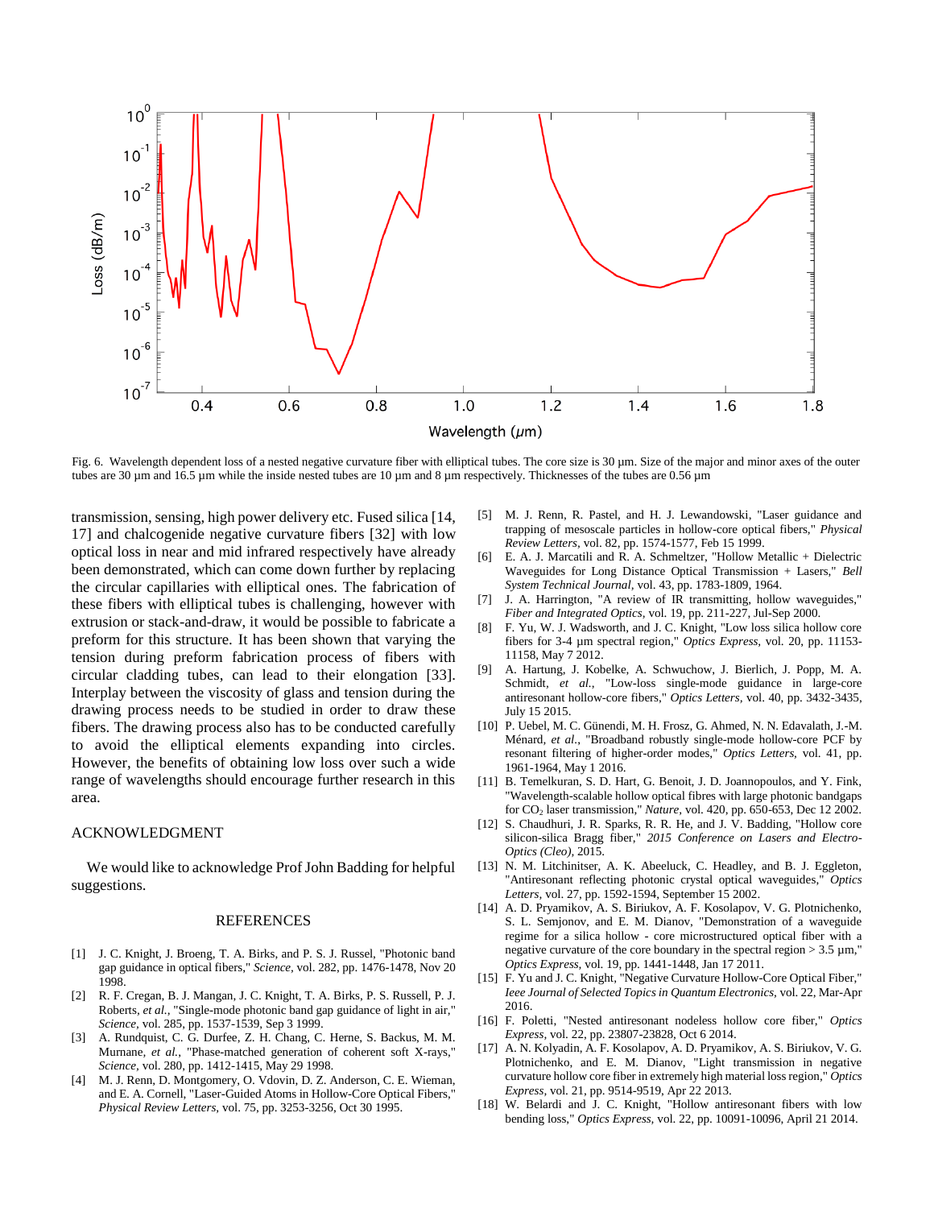Fig. 6. Wavelength dependent loss of a nested negative curvature fiber with elliptical tubes. The core size is 30 µm. Size of the major and minor axes of the outer tubes are 30 µm and 16.5 µm while the inside nested tubes are 10 µm and 8 µm respectively. Thicknesses of the tubes are 0.56 µm

transmission, sensing, high power delivery etc. Fused silica [14, 17] and chalcogenide negative curvature fibers [32] with low optical loss in near and mid infrared respectively have already been demonstrated, which can come down further by replacing the circular capillaries with elliptical ones. The fabrication of these fibers with elliptical tubes is challenging, however with extrusion or stack-and-draw, it would be possible to fabricate a preform for this structure. It has been shown that varying the tension during preform fabrication process of fibers with circular cladding tubes, can lead to their elongation [33]. Interplay between the viscosity of glass and tension during the drawing process needs to be studied in order to draw these fibers. The drawing process also has to be conducted carefully to avoid the elliptical elements expanding into circles. However, the benefits of obtaining low loss over such a wide range of wavelengths should encourage further research in this area.

## ACKNOWLEDGMENT

We would like to acknowledge Prof John Badding for helpful suggestions.

## REFERENCES

[1] J. C. Knight, J. Broeng, T. A. Birks, and P. S. J. Russel, "Photonic band gap guidance in optical fibers," *Science*, vol. 282, pp. 1476-1478, Nov 20 1998.

[2] R. F. Cregan, B. J. Mangan, J. C. Knight, T. A. Birks, P. S. Russell, P. J. Roberts, *et al.*, "Single-mode photonic band gap guidance of light in air," *Science*, vol. 285, pp. 1537-1539, Sep 3 1999.

[3] A. Rundquist, C. G. Durfee, Z. H. Chang, C. Herne, S. Backus, M. M. Murnane, *et al.*, "Phase-matched generation of coherent soft X-rays," *Science*, vol. 280, pp. 1412-1415, May 29 1998.

[4] M. J. Renn, D. Montgomery, O. Vdovin, D. Z. Anderson, C. E. Wieman, and E. A. Cornell, "Laser-Guided Atoms in Hollow-Core Optical Fibers," *Physical Review Letters*, vol. 75, pp. 3253-3256, Oct 30 1995.

[5] M. J. Renn, R. Pastel, and H. J. Lewandowski, "Laser guidance and trapping of mesoscale particles in hollow-core optical fibers," *Physical Review Letters*, vol. 82, pp. 1574-1577, Feb 15 1999.

[6] E. A. J. Marcatili and R. A. Schmeltzer, "Hollow Metallic + Dielectric Waveguides for Long Distance Optical Transmission + Lasers," *Bell System Technical Journal*, vol. 43, pp. 1783-1809, 1964.

[7] J. A. Harrington, "A review of IR transmitting, hollow waveguides," *Fiber and Integrated Optics*, vol. 19, pp. 211-227, Jul-Sep 2000.

[8] F. Yu, W. J. Wadsworth, and J. C. Knight, "Low loss silica hollow core fibers for 3-4 µm spectral region," *Optics Express*, vol. 20, pp. 11153-11158, May 7 2012.

[9] A. Hartung, J. Kobelke, A. Schwuchow, J. Bierlich, J. Popp, M. A. Schmidt, *et al.*, "Low-loss single-mode guidance in large-core antiresonant hollow-core fibers," *Optics Letters*, vol. 40, pp. 3432-3435, July 15 2015.

[10] P. Uebel, M. C. Günendi, M. H. Frosz, G. Ahmed, N. N. Edavalath, J.-M. Ménard, *et al.*, "Broadband robustly single-mode hollow-core PCF by resonant filtering of higher-order modes," *Optics Letters*, vol. 41, pp. 1961-1964, May 1 2016.

[11] B. Temelkuran, S. D. Hart, G. Benoit, J. D. Joannopoulos, and Y. Fink, "Wavelength-scalable hollow optical fibres with large photonic bandgaps for $CO_2$ laser transmission," *Nature*, vol. 420, pp. 650-653, Dec 12 2002.

[12] S. Chaudhuri, J. R. Sparks, R. R. He, and J. V. Badding, "Hollow core silicon-silica Bragg fiber," *2015 Conference on Lasers and Electro-Optics (Cleo)*, 2015.

[13] N. M. Litchinitser, A. K. Abeeluck, C. Headley, and B. J. Eggleton, "Antiresonant reflecting photonic crystal optical waveguides," *Optics Letters*, vol. 27, pp. 1592-1594, September 15 2002.

[14] A. D. Pryamikov, A. S. Biriukov, A. F. Kosolapov, V. G. Plotnichenko, S. L. Semjonov, and E. M. Dianov, "Demonstration of a waveguide regime for a silica hollow - core microstructured optical fiber with a negative curvature of the core boundary in the spectral region > 3.5 µm," *Optics Express*, vol. 19, pp. 1441-1448, Jan 17 2011.

[15] F. Yu and J. C. Knight, "Negative Curvature Hollow-Core Optical Fiber," *Ieee Journal of Selected Topics in Quantum Electronics*, vol. 22, Mar-Apr 2016.

[16] F. Poletti, "Nested antiresonant nodeless hollow core fiber," *Optics Express*, vol. 22, pp. 23807-23828, Oct 6 2014.

[17] A. N. Kolyadin, A. F. Kosolapov, A. D. Pryamikov, A. S. Biriukov, V. G. Plotnichenko, and E. M. Dianov, "Light transmission in negative curvature hollow core fiber in extremely high material loss region," *Optics Express*, vol. 21, pp. 9514-9519, Apr 22 2013.

[18] W. Belardi and J. C. Knight, "Hollow antiresonant fibers with low bending loss," *Optics Express*, vol. 22, pp. 10091-10096, April 21 2014.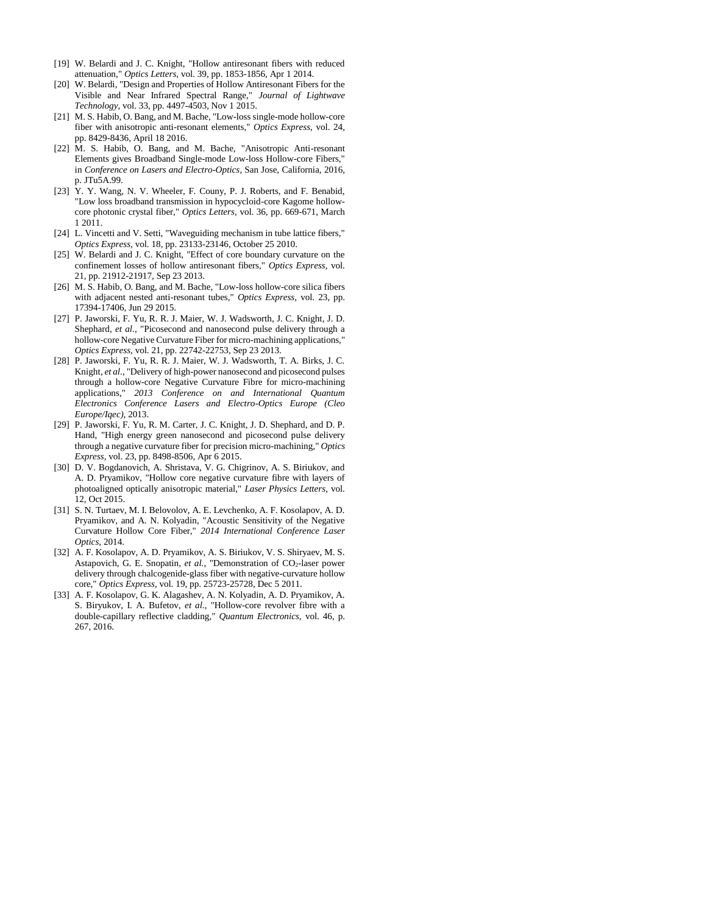[19] W. Belardi and J. C. Knight, "Hollow antiresonant fibers with reduced attenuation," *Optics Letters*, vol. 39, pp. 1853-1856, Apr 1 2014.

[20] W. Belardi, "Design and Properties of Hollow Antiresonant Fibers for the Visible and Near Infrared Spectral Range," *Journal of Lightwave Technology*, vol. 33, pp. 4497-4503, Nov 1 2015.

[21] M. S. Habib, O. Bang, and M. Bache, "Low-loss single-mode hollow-core fiber with anisotropic anti-resonant elements," *Optics Express*, vol. 24, pp. 8429-8436, April 18 2016.

[22] M. S. Habib, O. Bang, and M. Bache, "Anisotropic Anti-resonant Elements gives Broadband Single-mode Low-loss Hollow-core Fibers," in *Conference on Lasers and Electro-Optics*, San Jose, California, 2016, p. JTu5A.99.

[23] Y. Y. Wang, N. V. Wheeler, F. Couny, P. J. Roberts, and F. Benabid, "Low loss broadband transmission in hypocycloid-core Kagome hollow-core photonic crystal fiber," *Optics Letters*, vol. 36, pp. 669-671, March 1 2011.

[24] L. Vincetti and V. Setti, "Waveguiding mechanism in tube lattice fibers," *Optics Express*, vol. 18, pp. 23133-23146, October 25 2010.

[25] W. Belardi and J. C. Knight, "Effect of core boundary curvature on the confinement losses of hollow antiresonant fibers," *Optics Express*, vol. 21, pp. 21912-21917, Sep 23 2013.

[26] M. S. Habib, O. Bang, and M. Bache, "Low-loss hollow-core silica fibers with adjacent nested anti-resonant tubes," *Optics Express*, vol. 23, pp. 17394-17406, Jun 29 2015.

[27] P. Jaworski, F. Yu, R. R. J. Maier, W. J. Wadsworth, J. C. Knight, J. D. Shephard, *et al.*, "Picosecond and nanosecond pulse delivery through a hollow-core Negative Curvature Fiber for micro-machining applications," *Optics Express*, vol. 21, pp. 22742-22753, Sep 23 2013.

[28] P. Jaworski, F. Yu, R. R. J. Maier, W. J. Wadsworth, T. A. Birks, J. C. Knight, *et al.*, "Delivery of high-power nanosecond and picosecond pulses through a hollow-core Negative Curvature Fibre for micro-machining applications," *2013 Conference on and International Quantum Electronics Conference Lasers and Electro-Optics Europe (Cleo Europe/Iqec)*, 2013.

[29] P. Jaworski, F. Yu, R. M. Carter, J. C. Knight, J. D. Shephard, and D. P. Hand, "High energy green nanosecond and picosecond pulse delivery through a negative curvature fiber for precision micro-machining," *Optics Express*, vol. 23, pp. 8498-8506, Apr 6 2015.

[30] D. V. Bogdanovich, A. Shristava, V. G. Chigrinov, A. S. Biriukov, and A. D. Pryamikov, "Hollow core negative curvature fibre with layers of photoaligned optically anisotropic material," *Laser Physics Letters*, vol. 12, Oct 2015.

[31] S. N. Turtaev, M. I. Belovolov, A. E. Levchenko, A. F. Kosolapov, A. D. Pryamikov, and A. N. Kolyadin, "Acoustic Sensitivity of the Negative Curvature Hollow Core Fiber," *2014 International Conference Laser Optics*, 2014.

[32] A. F. Kosolapov, A. D. Pryamikov, A. S. Biriukov, V. S. Shiryaev, M. S. Astapovich, G. E. Snopatin, *et al.*, "Demonstration of $CO_2$-laser power delivery through chalcogenide-glass fiber with negative-curvature hollow core," *Optics Express*, vol. 19, pp. 25723-25728, Dec 5 2011.

[33] A. F. Kosolapov, G. K. Alagashev, A. N. Kolyadin, A. D. Pryamikov, A. S. Biryukov, I. A. Bufetov, *et al.*, "Hollow-core revolver fibre with a double-capillary reflective cladding," *Quantum Electronics*, vol. 46, p. 267, 2016.